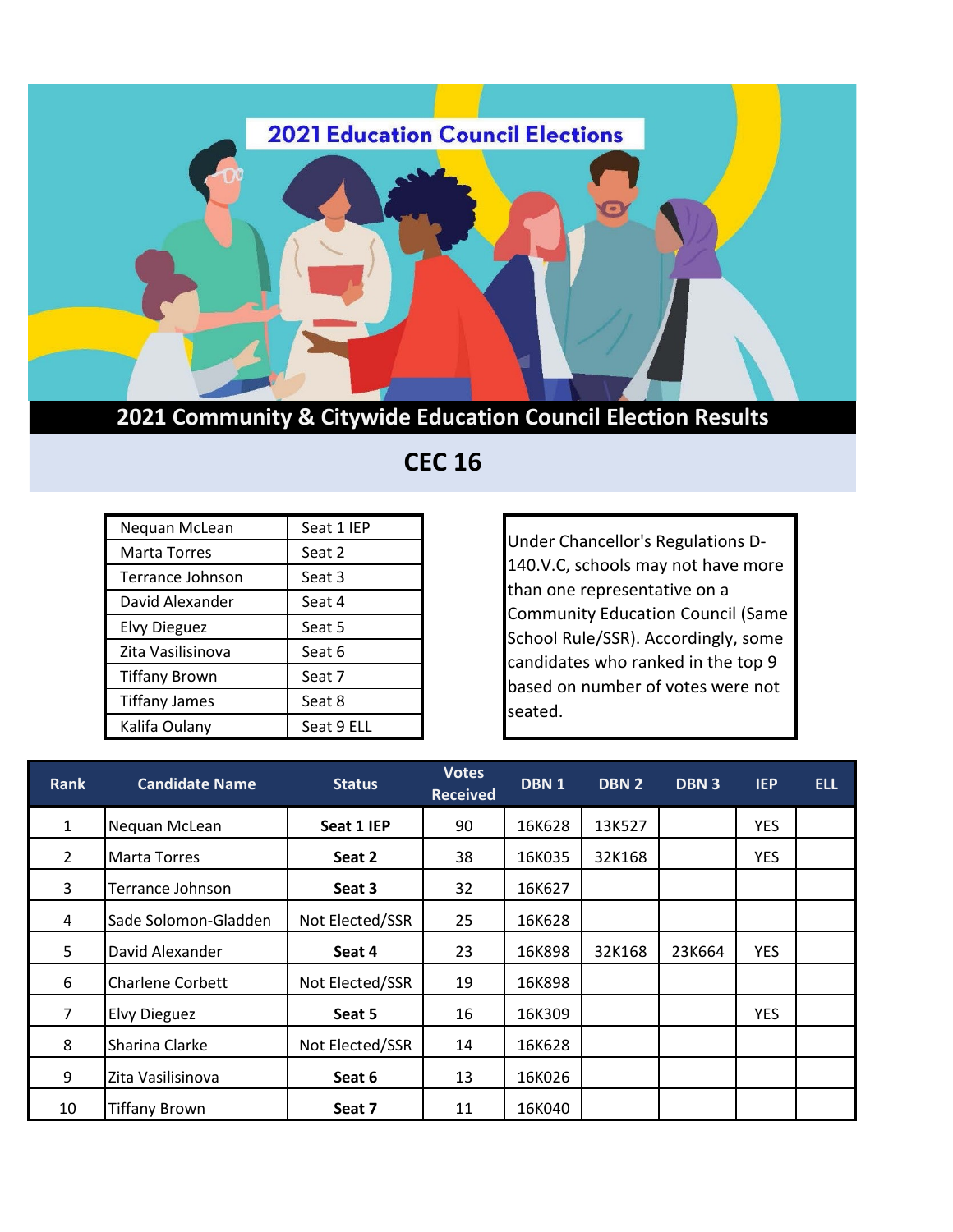# 2021 Education Council Elections

## 2021 Community & Citywide Education Council Election Results

## CEC 16

| | |
|---|---|
| Nequan McLean | Seat 1 IEP |
| Marta Torres | Seat 2 |
| Terrance Johnson | Seat 3 |
| David Alexander | Seat 4 |
| Elvy Dieguez | Seat 5 |
| Zita Vasilisinova | Seat 6 |
| Tiffany Brown | Seat 7 |
| Tiffany James | Seat 8 |
| Kalifa Oulany | Seat 9 ELL |

Under Chancellor's Regulations D-140.V.C, schools may not have more than one representative on a Community Education Council (Same School Rule/SSR). Accordingly, some candidates who ranked in the top 9 based on number of votes were not seated.

| Rank | Candidate Name | Status | Votes Received | DBN 1 | DBN 2 | DBN 3 | IEP | ELL |
|---|---|---|---|---|---|---|---|---|
| 1 | Nequan McLean | **Seat 1 IEP** | 90 | 16K628 | 13K527 | | YES | |
| 2 | Marta Torres | **Seat 2** | 38 | 16K035 | 32K168 | | YES | |
| 3 | Terrance Johnson | **Seat 3** | 32 | 16K627 | | | | |
| 4 | Sade Solomon-Gladden | Not Elected/SSR | 25 | 16K628 | | | | |
| 5 | David Alexander | **Seat 4** | 23 | 16K898 | 32K168 | 23K664 | YES | |
| 6 | Charlene Corbett | Not Elected/SSR | 19 | 16K898 | | | | |
| 7 | Elvy Dieguez | **Seat 5** | 16 | 16K309 | | | YES | |
| 8 | Sharina Clarke | Not Elected/SSR | 14 | 16K628 | | | | |
| 9 | Zita Vasilisinova | **Seat 6** | 13 | 16K026 | | | | |
| 10 | Tiffany Brown | **Seat 7** | 11 | 16K040 | | | | |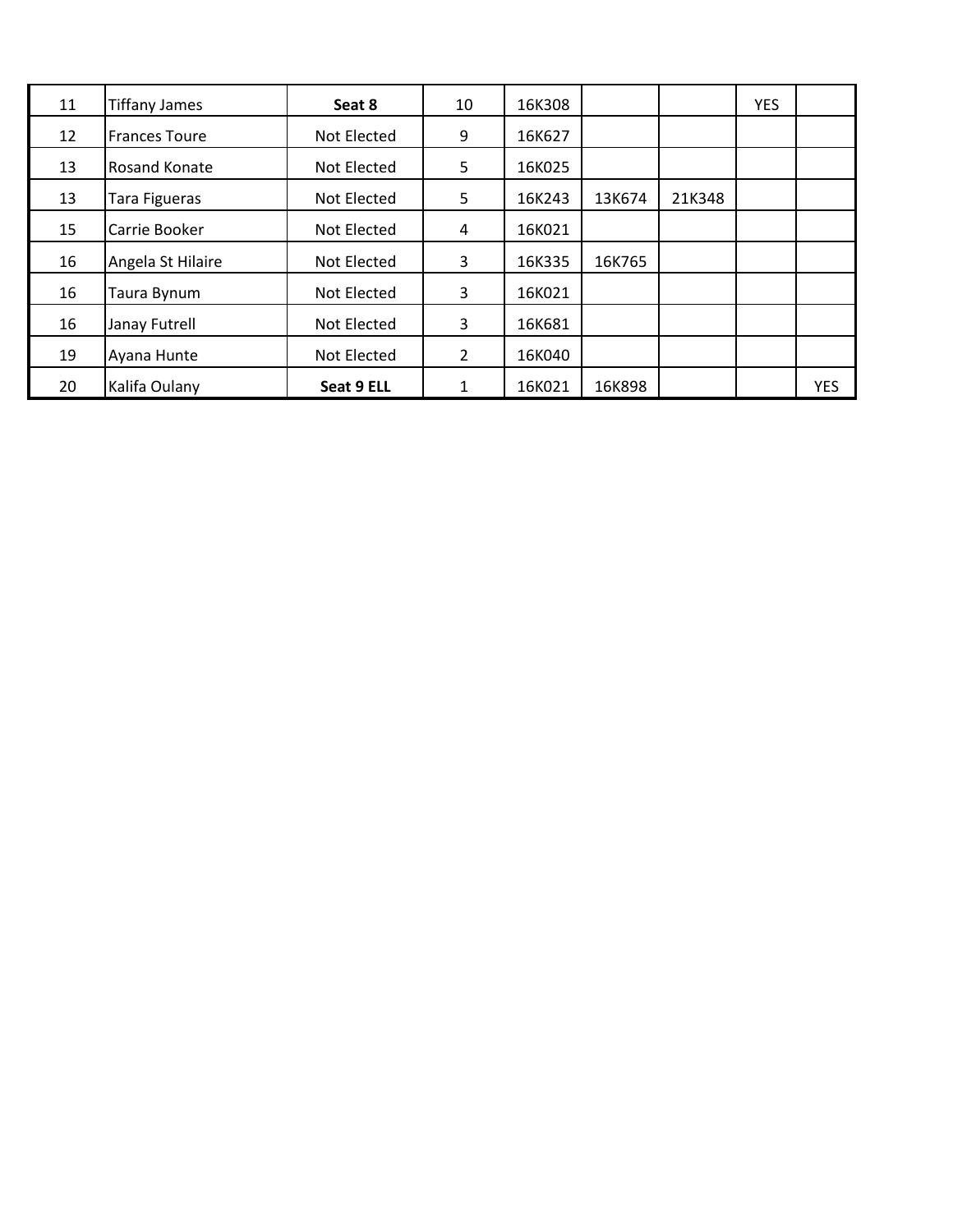| | | | | | | | | |
|---|---|---|---|---|---|---|---|---|
| 11 | Tiffany James | **Seat 8** | 10 | 16K308 | | | YES | |
| 12 | Frances Toure | Not Elected | 9 | 16K627 | | | | |
| 13 | Rosand Konate | Not Elected | 5 | 16K025 | | | | |
| 13 | Tara Figueras | Not Elected | 5 | 16K243 | 13K674 | 21K348 | | |
| 15 | Carrie Booker | Not Elected | 4 | 16K021 | | | | |
| 16 | Angela St Hilaire | Not Elected | 3 | 16K335 | 16K765 | | | |
| 16 | Taura Bynum | Not Elected | 3 | 16K021 | | | | |
| 16 | Janay Futrell | Not Elected | 3 | 16K681 | | | | |
| 19 | Ayana Hunte | Not Elected | 2 | 16K040 | | | | |
| 20 | Kalifa Oulany | **Seat 9 ELL** | 1 | 16K021 | 16K898 | | | YES |